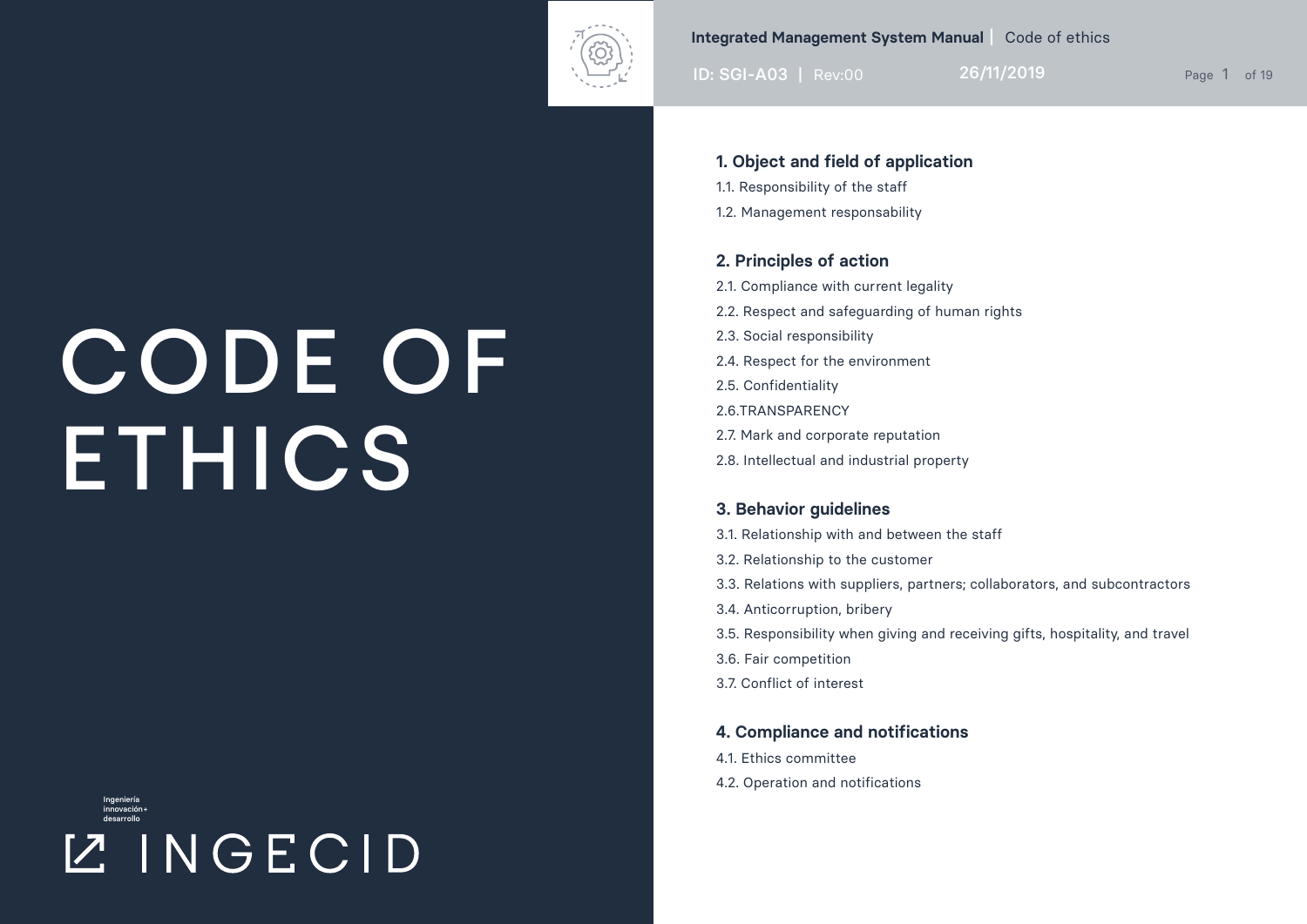# CODE OF ETHICS

Ingeniería innovación+ desarrollo

INGECID

## 1. Object and field of application

1.1. Responsibility of the staff

1.2. Management responsability

## 2. Principles of action

2.1. Compliance with current legality

2.2. Respect and safeguarding of human rights

2.3. Social responsibility

2.4. Respect for the environment

2.5. Confidentiality

2.6.TRANSPARENCY

2.7. Mark and corporate reputation

2.8. Intellectual and industrial property

## 3. Behavior guidelines

3.1. Relationship with and between the staff

3.2. Relationship to the customer

3.3. Relations with suppliers, partners; collaborators, and subcontractors

3.4. Anticorruption, bribery

3.5. Responsibility when giving and receiving gifts, hospitality, and travel

3.6. Fair competition

3.7. Conflict of interest

## 4. Compliance and notifications

4.1. Ethics committee

4.2. Operation and notifications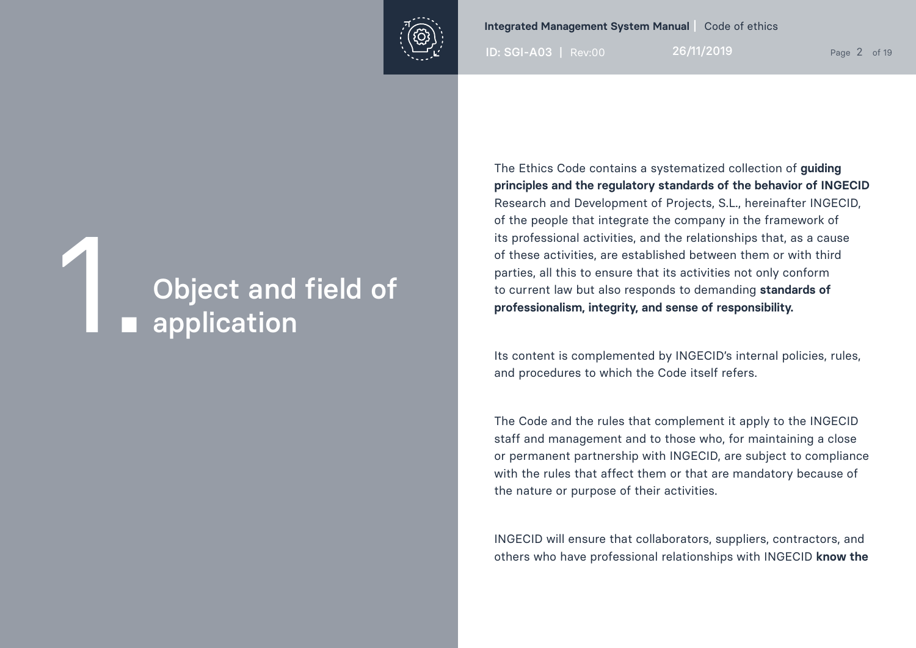# 1. Object and field of application

The Ethics Code contains a systematized collection of **guiding principles and the regulatory standards of the behavior of INGECID** Research and Development of Projects, S.L., hereinafter INGECID, of the people that integrate the company in the framework of its professional activities, and the relationships that, as a cause of these activities, are established between them or with third parties, all this to ensure that its activities not only conform to current law but also responds to demanding **standards of professionalism, integrity, and sense of responsibility.**

Its content is complemented by INGECID's internal policies, rules, and procedures to which the Code itself refers.

The Code and the rules that complement it apply to the INGECID staff and management and to those who, for maintaining a close or permanent partnership with INGECID, are subject to compliance with the rules that affect them or that are mandatory because of the nature or purpose of their activities.

INGECID will ensure that collaborators, suppliers, contractors, and others who have professional relationships with INGECID **know the**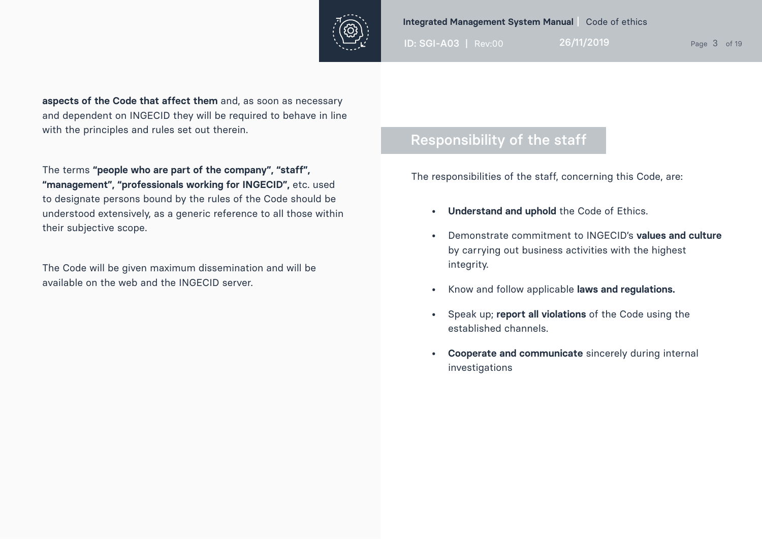**aspects of the Code that affect them** and, as soon as necessary and dependent on INGECID they will be required to behave in line with the principles and rules set out therein.

The terms **“people who are part of the company”, “staff”, “management”, “professionals working for INGECID”,** etc. used to designate persons bound by the rules of the Code should be understood extensively, as a generic reference to all those within their subjective scope.

The Code will be given maximum dissemination and will be available on the web and the INGECID server.

## Responsibility of the staff

The responsibilities of the staff, concerning this Code, are:

- **Understand and uphold** the Code of Ethics.
- Demonstrate commitment to INGECID’s **values and culture** by carrying out business activities with the highest integrity.
- Know and follow applicable **laws and regulations.**
- Speak up; **report all violations** of the Code using the established channels.
- **Cooperate and communicate** sincerely during internal investigations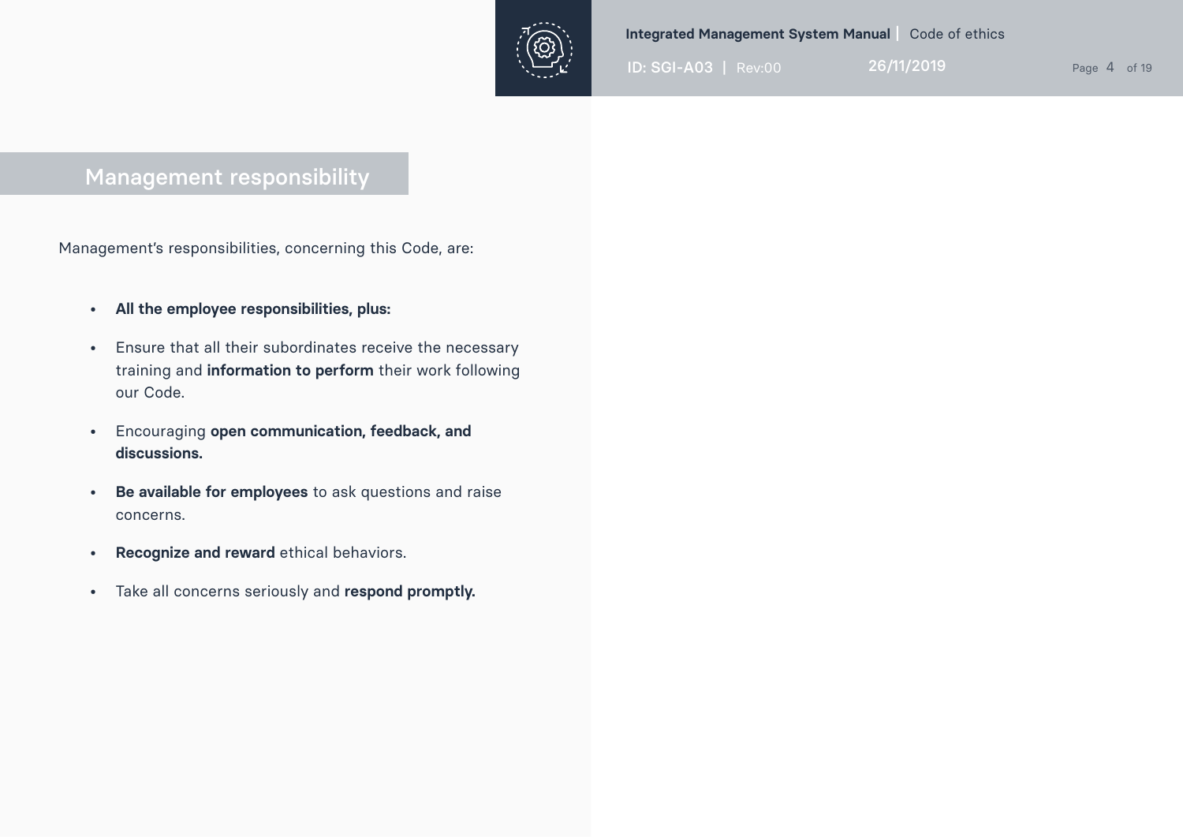## Management responsibility

Management's responsibilities, concerning this Code, are:

- **All the employee responsibilities, plus:**
- Ensure that all their subordinates receive the necessary training and **information to perform** their work following our Code.
- Encouraging **open communication, feedback, and discussions.**
- **Be available for employees** to ask questions and raise concerns.
- **Recognize and reward** ethical behaviors.
- Take all concerns seriously and **respond promptly.**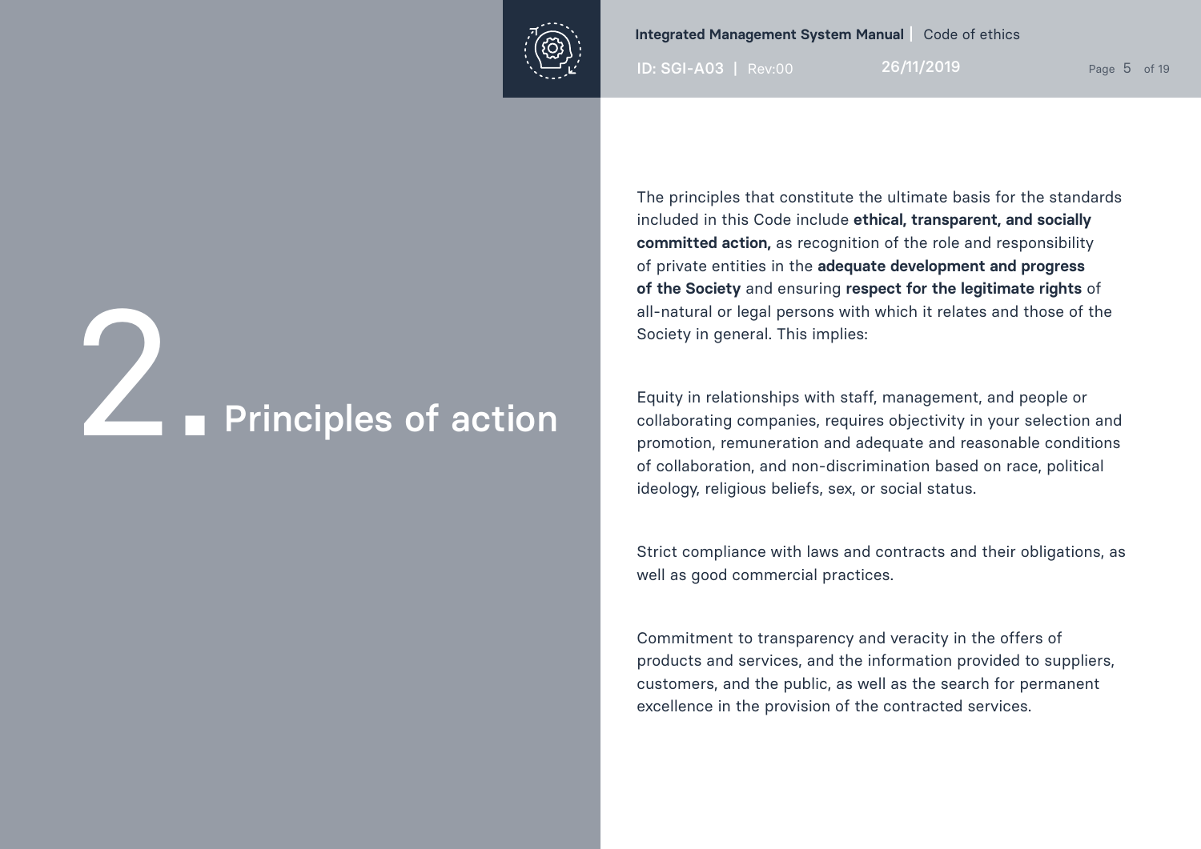# 2. Principles of action

The principles that constitute the ultimate basis for the standards included in this Code include **ethical, transparent, and socially committed action,** as recognition of the role and responsibility of private entities in the **adequate development and progress of the Society** and ensuring **respect for the legitimate rights** of all-natural or legal persons with which it relates and those of the Society in general. This implies:

Equity in relationships with staff, management, and people or collaborating companies, requires objectivity in your selection and promotion, remuneration and adequate and reasonable conditions of collaboration, and non-discrimination based on race, political ideology, religious beliefs, sex, or social status.

Strict compliance with laws and contracts and their obligations, as well as good commercial practices.

Commitment to transparency and veracity in the offers of products and services, and the information provided to suppliers, customers, and the public, as well as the search for permanent excellence in the provision of the contracted services.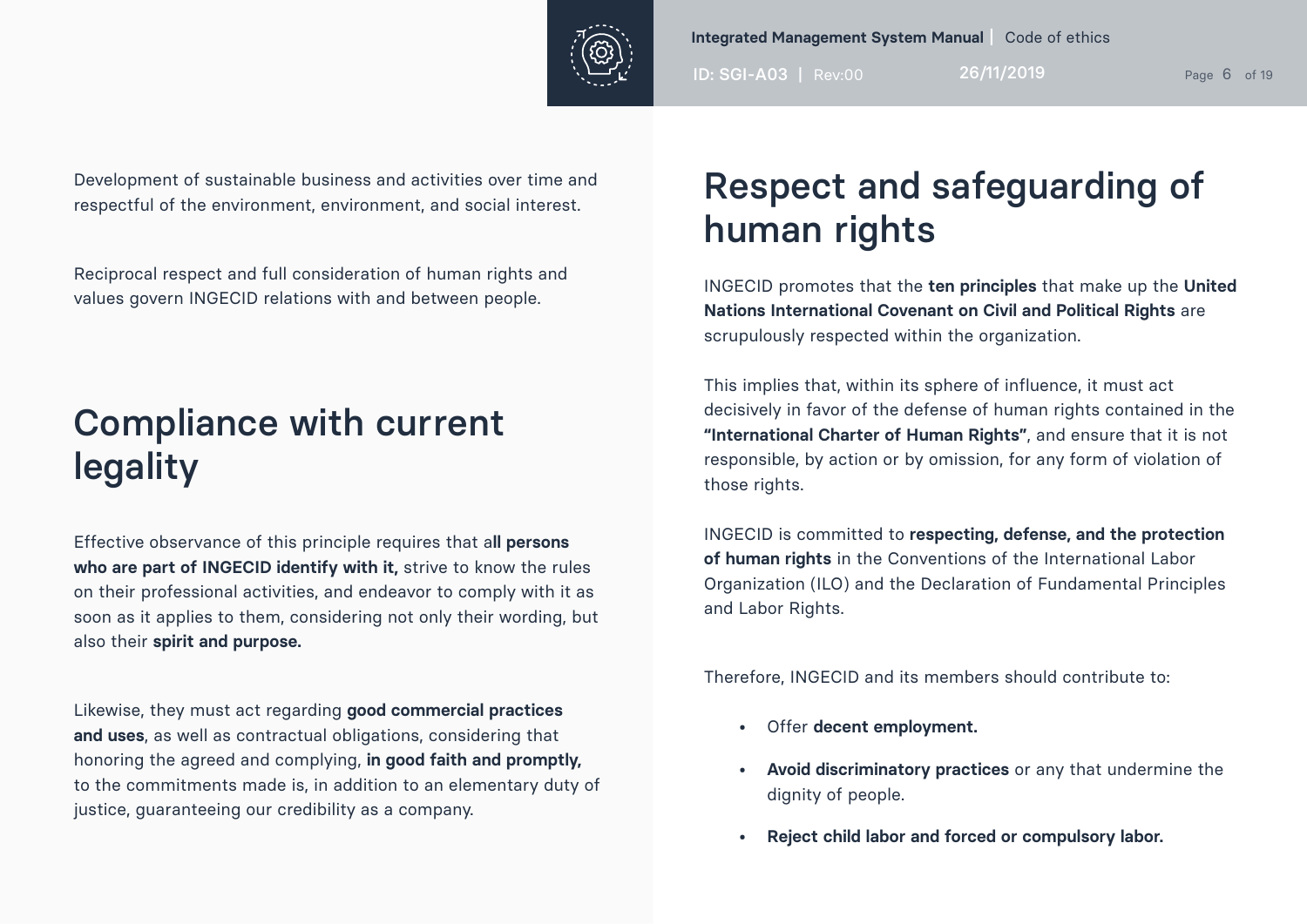Development of sustainable business and activities over time and respectful of the environment, environment, and social interest.

Reciprocal respect and full consideration of human rights and values govern INGECID relations with and between people.

## Compliance with current legality

Effective observance of this principle requires that a**ll persons who are part of INGECID identify with it,** strive to know the rules on their professional activities, and endeavor to comply with it as soon as it applies to them, considering not only their wording, but also their **spirit and purpose.**

Likewise, they must act regarding **good commercial practices and uses**, as well as contractual obligations, considering that honoring the agreed and complying, **in good faith and promptly,** to the commitments made is, in addition to an elementary duty of justice, guaranteeing our credibility as a company.

## Respect and safeguarding of human rights

INGECID promotes that the **ten principles** that make up the **United Nations International Covenant on Civil and Political Rights** are scrupulously respected within the organization.

This implies that, within its sphere of influence, it must act decisively in favor of the defense of human rights contained in the **"International Charter of Human Rights"**, and ensure that it is not responsible, by action or by omission, for any form of violation of those rights.

INGECID is committed to **respecting, defense, and the protection of human rights** in the Conventions of the International Labor Organization (ILO) and the Declaration of Fundamental Principles and Labor Rights.

Therefore, INGECID and its members should contribute to:

- Offer **decent employment.**
- **Avoid discriminatory practices** or any that undermine the dignity of people.
- **Reject child labor and forced or compulsory labor.**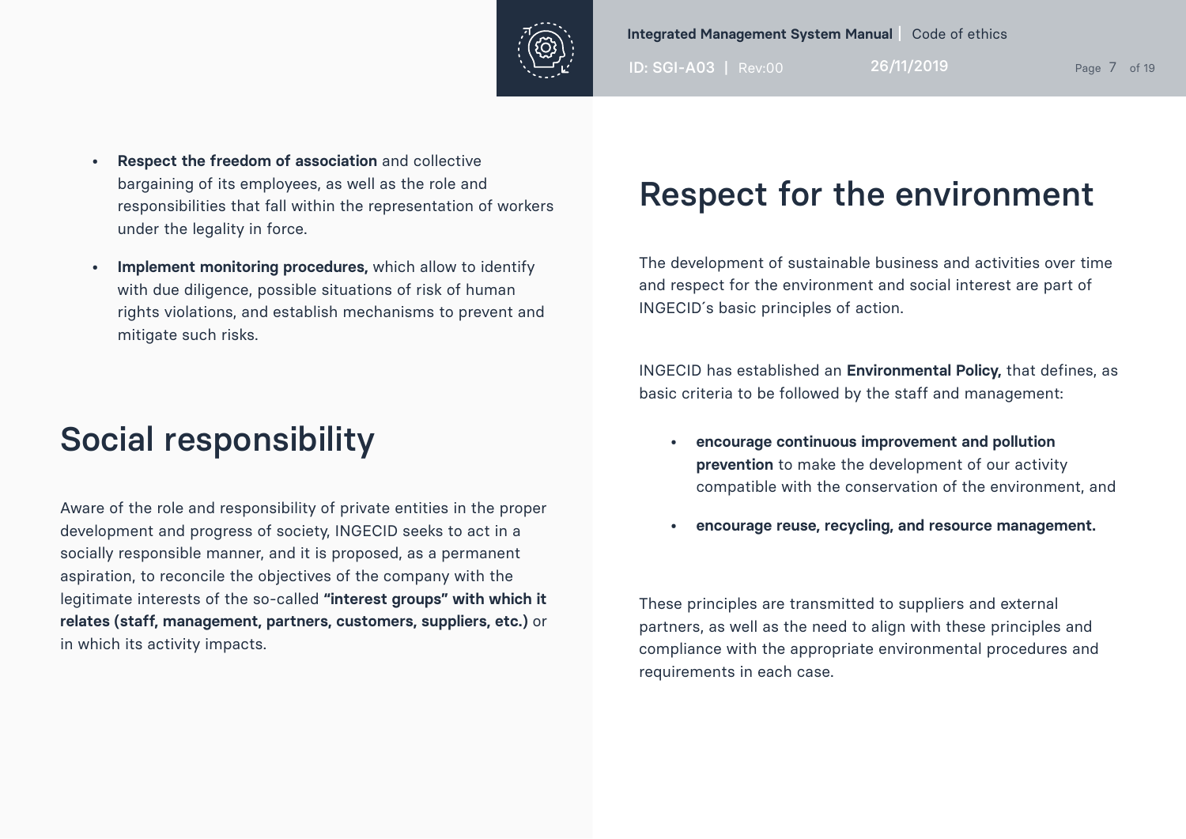- **Respect the freedom of association** and collective bargaining of its employees, as well as the role and responsibilities that fall within the representation of workers under the legality in force.
- **Implement monitoring procedures,** which allow to identify with due diligence, possible situations of risk of human rights violations, and establish mechanisms to prevent and mitigate such risks.

# Social responsibility

Aware of the role and responsibility of private entities in the proper development and progress of society, INGECID seeks to act in a socially responsible manner, and it is proposed, as a permanent aspiration, to reconcile the objectives of the company with the legitimate interests of the so-called **"interest groups" with which it relates (staff, management, partners, customers, suppliers, etc.)** or in which its activity impacts.

# Respect for the environment

The development of sustainable business and activities over time and respect for the environment and social interest are part of INGECID´s basic principles of action.

INGECID has established an **Environmental Policy,** that defines, as basic criteria to be followed by the staff and management:

- **encourage continuous improvement and pollution prevention** to make the development of our activity compatible with the conservation of the environment, and
- **encourage reuse, recycling, and resource management.**

These principles are transmitted to suppliers and external partners, as well as the need to align with these principles and compliance with the appropriate environmental procedures and requirements in each case.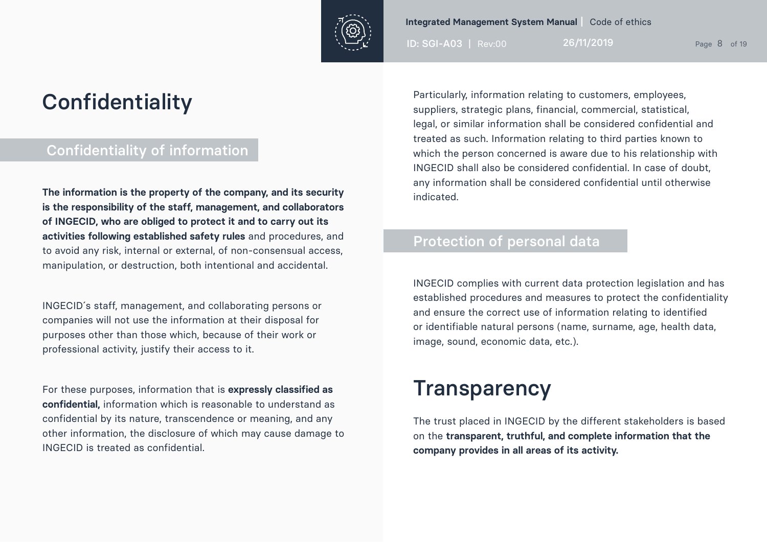# Confidentiality

## Confidentiality of information

**The information is the property of the company, and its security is the responsibility of the staff, management, and collaborators of INGECID, who are obliged to protect it and to carry out its activities following established safety rules** and procedures, and to avoid any risk, internal or external, of non-consensual access, manipulation, or destruction, both intentional and accidental.

INGECID´s staff, management, and collaborating persons or companies will not use the information at their disposal for purposes other than those which, because of their work or professional activity, justify their access to it.

For these purposes, information that is **expressly classified as confidential,** information which is reasonable to understand as confidential by its nature, transcendence or meaning, and any other information, the disclosure of which may cause damage to INGECID is treated as confidential.

Particularly, information relating to customers, employees, suppliers, strategic plans, financial, commercial, statistical, legal, or similar information shall be considered confidential and treated as such. Information relating to third parties known to which the person concerned is aware due to his relationship with INGECID shall also be considered confidential. In case of doubt, any information shall be considered confidential until otherwise indicated.

## Protection of personal data

INGECID complies with current data protection legislation and has established procedures and measures to protect the confidentiality and ensure the correct use of information relating to identified or identifiable natural persons (name, surname, age, health data, image, sound, economic data, etc.).

# Transparency

The trust placed in INGECID by the different stakeholders is based on the **transparent, truthful, and complete information that the company provides in all areas of its activity.**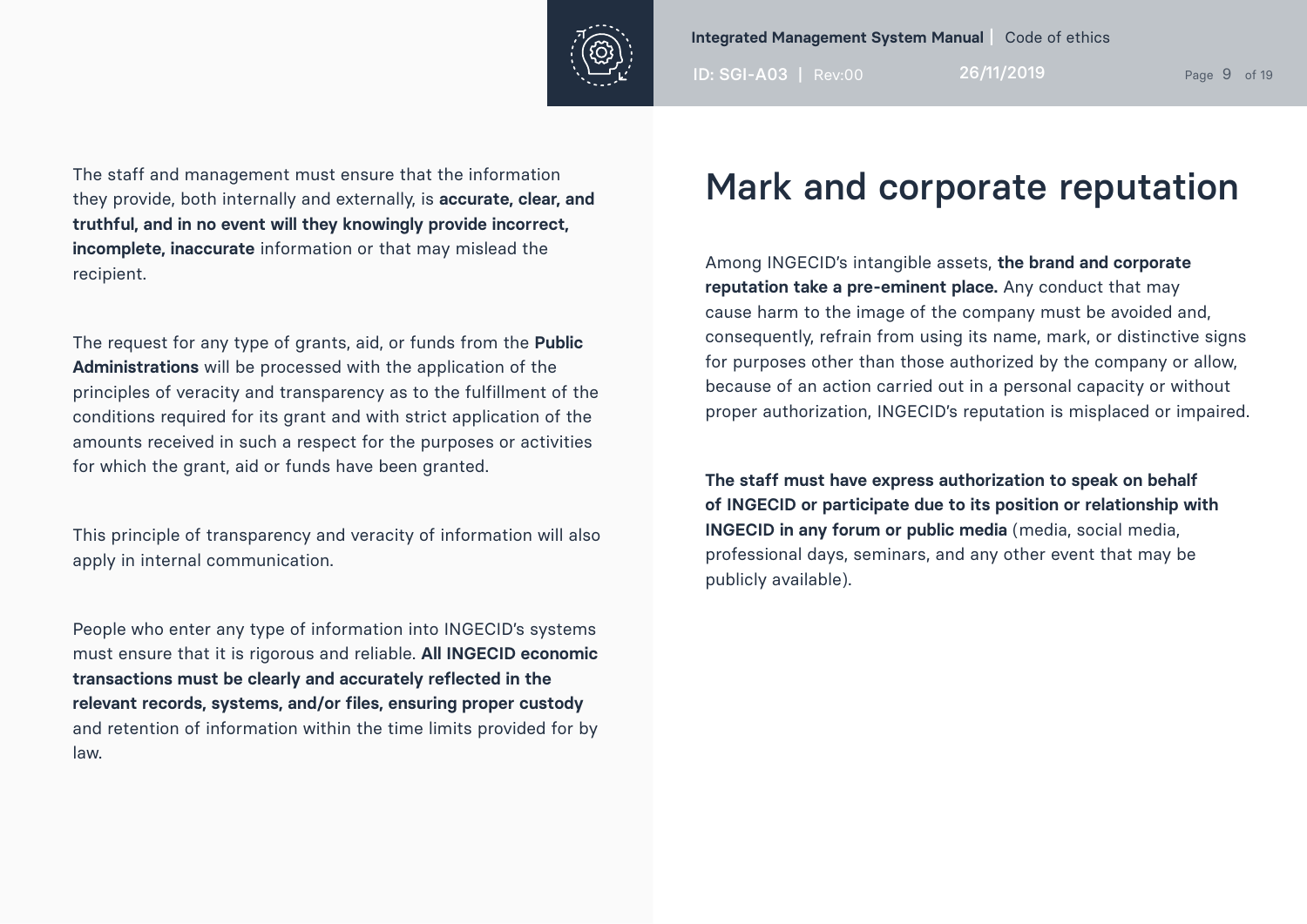The staff and management must ensure that the information they provide, both internally and externally, is **accurate, clear, and truthful, and in no event will they knowingly provide incorrect, incomplete, inaccurate** information or that may mislead the recipient.

The request for any type of grants, aid, or funds from the **Public Administrations** will be processed with the application of the principles of veracity and transparency as to the fulfillment of the conditions required for its grant and with strict application of the amounts received in such a respect for the purposes or activities for which the grant, aid or funds have been granted.

This principle of transparency and veracity of information will also apply in internal communication.

People who enter any type of information into INGECID's systems must ensure that it is rigorous and reliable. **All INGECID economic transactions must be clearly and accurately reflected in the relevant records, systems, and/or files, ensuring proper custody** and retention of information within the time limits provided for by law.

# Mark and corporate reputation

Among INGECID's intangible assets, **the brand and corporate reputation take a pre-eminent place.** Any conduct that may cause harm to the image of the company must be avoided and, consequently, refrain from using its name, mark, or distinctive signs for purposes other than those authorized by the company or allow, because of an action carried out in a personal capacity or without proper authorization, INGECID's reputation is misplaced or impaired.

**The staff must have express authorization to speak on behalf of INGECID or participate due to its position or relationship with INGECID in any forum or public media** (media, social media, professional days, seminars, and any other event that may be publicly available).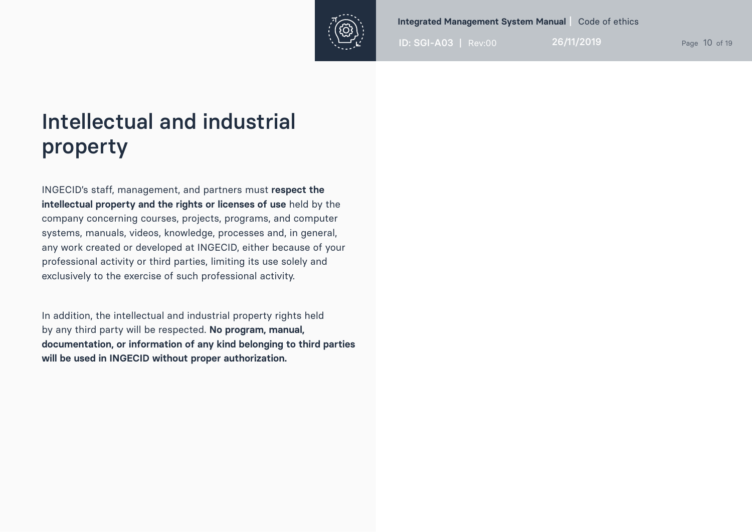# Intellectual and industrial property

INGECID's staff, management, and partners must **respect the intellectual property and the rights or licenses of use** held by the company concerning courses, projects, programs, and computer systems, manuals, videos, knowledge, processes and, in general, any work created or developed at INGECID, either because of your professional activity or third parties, limiting its use solely and exclusively to the exercise of such professional activity.

In addition, the intellectual and industrial property rights held by any third party will be respected. **No program, manual, documentation, or information of any kind belonging to third parties will be used in INGECID without proper authorization.**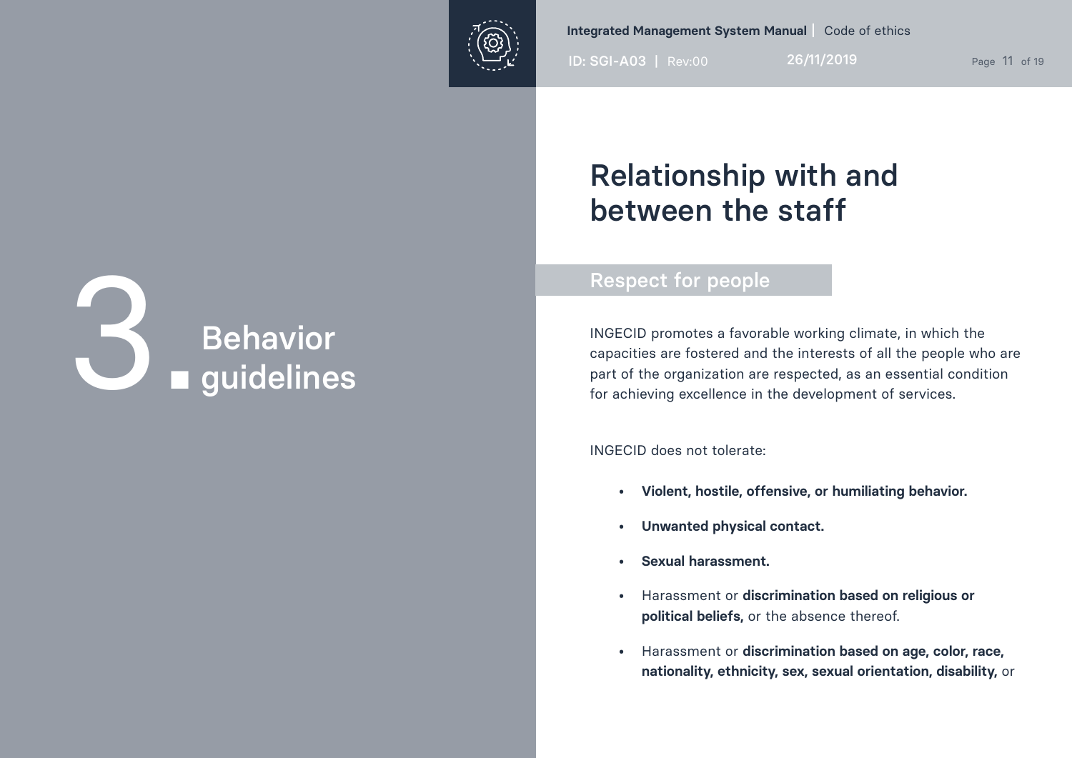# 3. Behavior guidelines

## Relationship with and between the staff

### Respect for people

INGECID promotes a favorable working climate, in which the capacities are fostered and the interests of all the people who are part of the organization are respected, as an essential condition for achieving excellence in the development of services.

INGECID does not tolerate:

- **Violent, hostile, offensive, or humiliating behavior.**
- **Unwanted physical contact.**
- **Sexual harassment.**
- Harassment or **discrimination based on religious or political beliefs,** or the absence thereof.
- Harassment or **discrimination based on age, color, race, nationality, ethnicity, sex, sexual orientation, disability,** or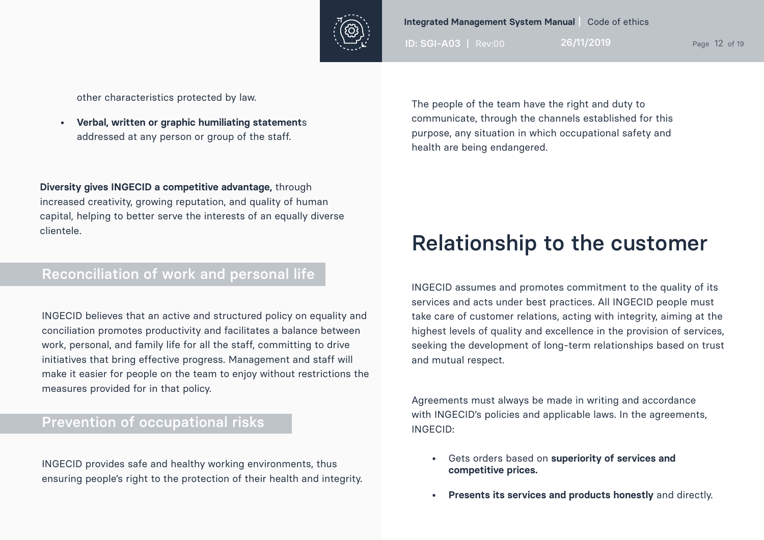other characteristics protected by law.

- **Verbal, written or graphic humiliating statement**s addressed at any person or group of the staff.

**Diversity gives INGECID a competitive advantage,** through increased creativity, growing reputation, and quality of human capital, helping to better serve the interests of an equally diverse clientele.

## Reconciliation of work and personal life

INGECID believes that an active and structured policy on equality and conciliation promotes productivity and facilitates a balance between work, personal, and family life for all the staff, committing to drive initiatives that bring effective progress. Management and staff will make it easier for people on the team to enjoy without restrictions the measures provided for in that policy.

## Prevention of occupational risks

INGECID provides safe and healthy working environments, thus ensuring people's right to the protection of their health and integrity.

The people of the team have the right and duty to communicate, through the channels established for this purpose, any situation in which occupational safety and health are being endangered.

# Relationship to the customer

INGECID assumes and promotes commitment to the quality of its services and acts under best practices. All INGECID people must take care of customer relations, acting with integrity, aiming at the highest levels of quality and excellence in the provision of services, seeking the development of long-term relationships based on trust and mutual respect.

Agreements must always be made in writing and accordance with INGECID's policies and applicable laws. In the agreements, INGECID:

- Gets orders based on **superiority of services and competitive prices.**
- **Presents its services and products honestly** and directly.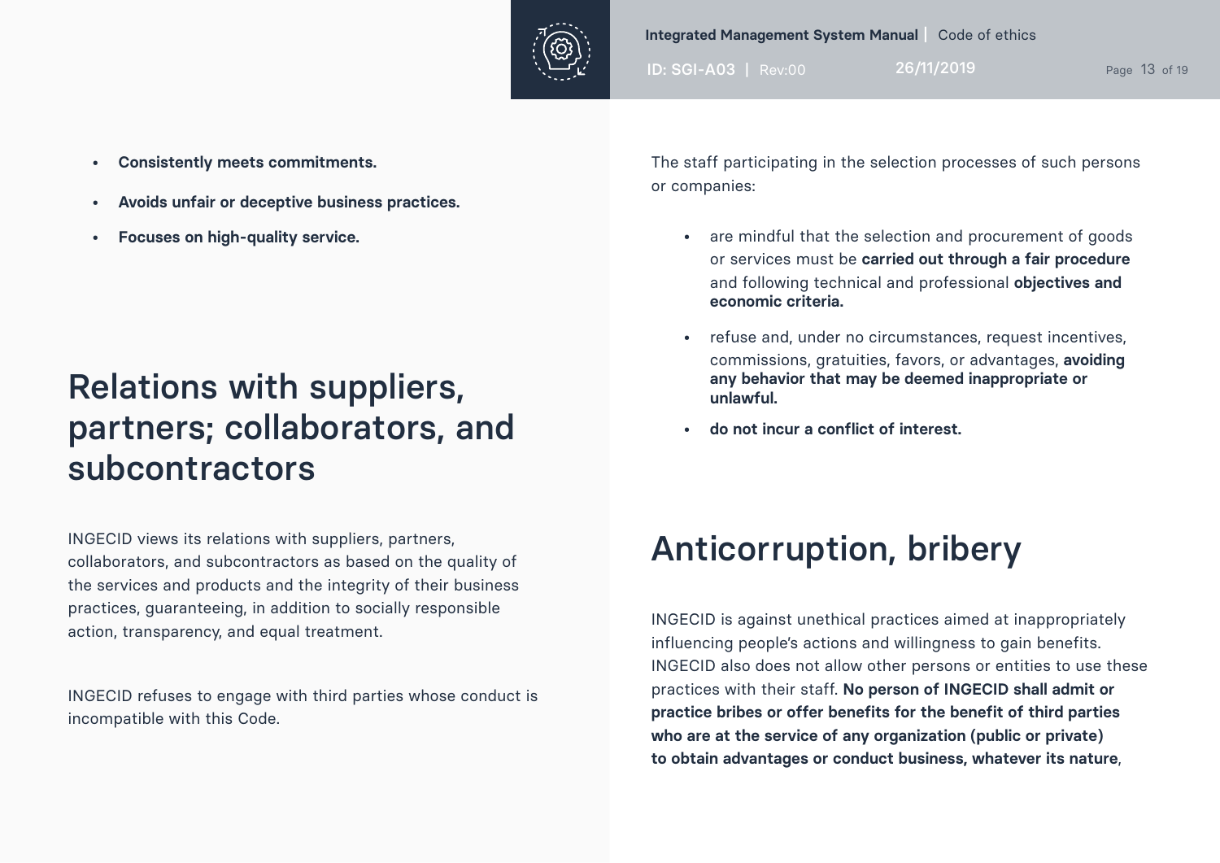- **Consistently meets commitments.**
- **Avoids unfair or deceptive business practices.**
- **Focuses on high-quality service.**

# Relations with suppliers, partners; collaborators, and subcontractors

INGECID views its relations with suppliers, partners, collaborators, and subcontractors as based on the quality of the services and products and the integrity of their business practices, guaranteeing, in addition to socially responsible action, transparency, and equal treatment.

INGECID refuses to engage with third parties whose conduct is incompatible with this Code.

The staff participating in the selection processes of such persons or companies:

- are mindful that the selection and procurement of goods or services must be **carried out through a fair procedure** and following technical and professional **objectives and economic criteria.**
- refuse and, under no circumstances, request incentives, commissions, gratuities, favors, or advantages, **avoiding any behavior that may be deemed inappropriate or unlawful.**
- **do not incur a conflict of interest.**

# Anticorruption, bribery

INGECID is against unethical practices aimed at inappropriately influencing people's actions and willingness to gain benefits. INGECID also does not allow other persons or entities to use these practices with their staff. **No person of INGECID shall admit or practice bribes or offer benefits for the benefit of third parties who are at the service of any organization (public or private) to obtain advantages or conduct business, whatever its nature**,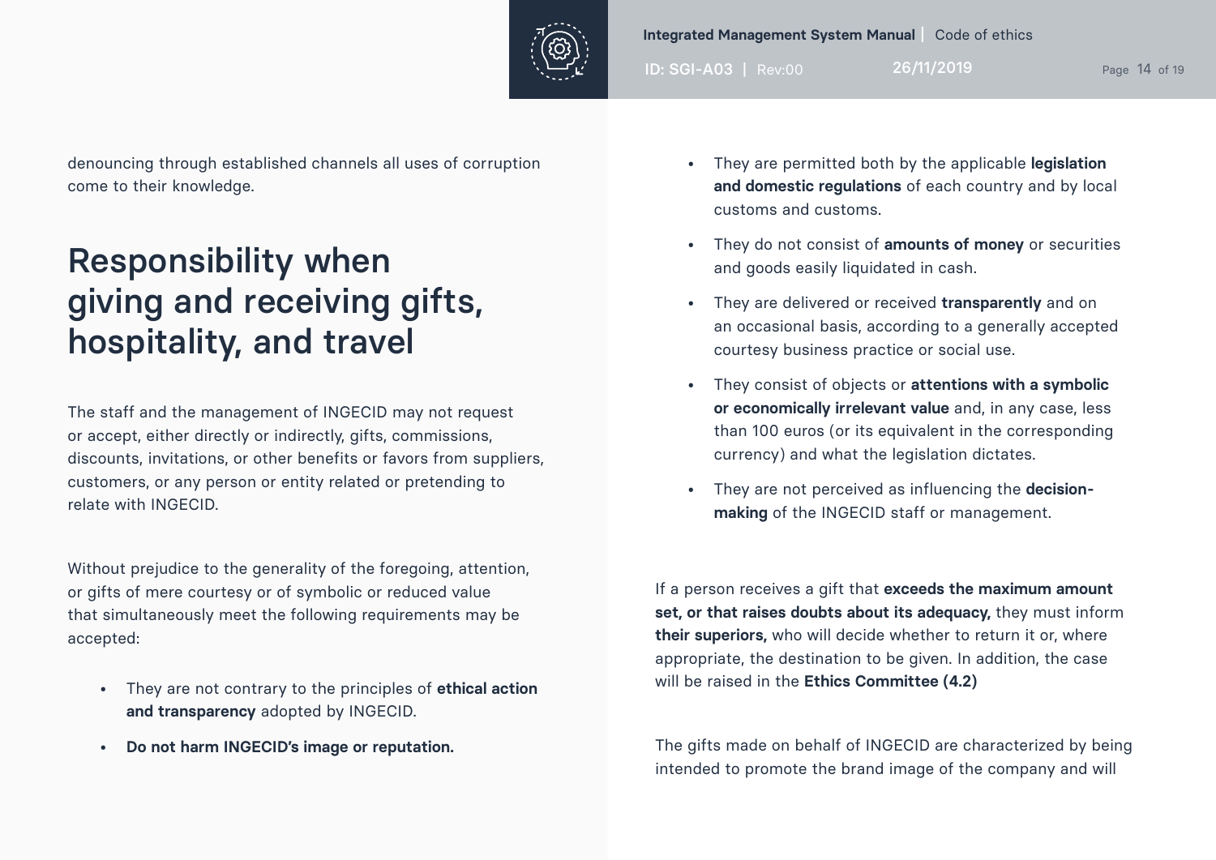denouncing through established channels all uses of corruption come to their knowledge.

# Responsibility when giving and receiving gifts, hospitality, and travel

The staff and the management of INGECID may not request or accept, either directly or indirectly, gifts, commissions, discounts, invitations, or other benefits or favors from suppliers, customers, or any person or entity related or pretending to relate with INGECID.

Without prejudice to the generality of the foregoing, attention, or gifts of mere courtesy or of symbolic or reduced value that simultaneously meet the following requirements may be accepted:

- They are not contrary to the principles of **ethical action and transparency** adopted by INGECID.
- **Do not harm INGECID's image or reputation.**
- They are permitted both by the applicable **legislation and domestic regulations** of each country and by local customs and customs.
- They do not consist of **amounts of money** or securities and goods easily liquidated in cash.
- They are delivered or received **transparently** and on an occasional basis, according to a generally accepted courtesy business practice or social use.
- They consist of objects or **attentions with a symbolic or economically irrelevant value** and, in any case, less than 100 euros (or its equivalent in the corresponding currency) and what the legislation dictates.
- They are not perceived as influencing the **decision-making** of the INGECID staff or management.

If a person receives a gift that **exceeds the maximum amount set, or that raises doubts about its adequacy,** they must inform **their superiors,** who will decide whether to return it or, where appropriate, the destination to be given. In addition, the case will be raised in the **Ethics Committee (4.2)**

The gifts made on behalf of INGECID are characterized by being intended to promote the brand image of the company and will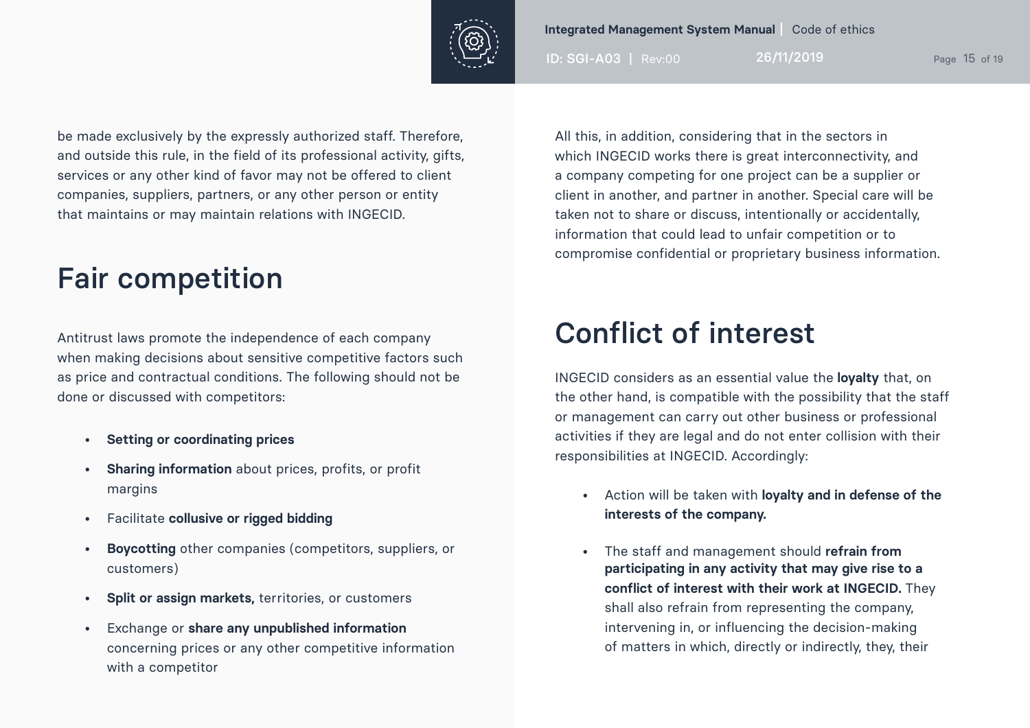be made exclusively by the expressly authorized staff. Therefore, and outside this rule, in the field of its professional activity, gifts, services or any other kind of favor may not be offered to client companies, suppliers, partners, or any other person or entity that maintains or may maintain relations with INGECID.

# Fair competition

Antitrust laws promote the independence of each company when making decisions about sensitive competitive factors such as price and contractual conditions. The following should not be done or discussed with competitors:

- **Setting or coordinating prices**
- **Sharing information** about prices, profits, or profit margins
- Facilitate **collusive or rigged bidding**
- **Boycotting** other companies (competitors, suppliers, or customers)
- **Split or assign markets,** territories, or customers
- Exchange or **share any unpublished information** concerning prices or any other competitive information with a competitor

All this, in addition, considering that in the sectors in which INGECID works there is great interconnectivity, and a company competing for one project can be a supplier or client in another, and partner in another. Special care will be taken not to share or discuss, intentionally or accidentally, information that could lead to unfair competition or to compromise confidential or proprietary business information.

# Conflict of interest

INGECID considers as an essential value the **loyalty** that, on the other hand, is compatible with the possibility that the staff or management can carry out other business or professional activities if they are legal and do not enter collision with their responsibilities at INGECID. Accordingly:

- Action will be taken with **loyalty and in defense of the interests of the company.**
- The staff and management should **refrain from participating in any activity that may give rise to a conflict of interest with their work at INGECID.** They shall also refrain from representing the company, intervening in, or influencing the decision-making of matters in which, directly or indirectly, they, their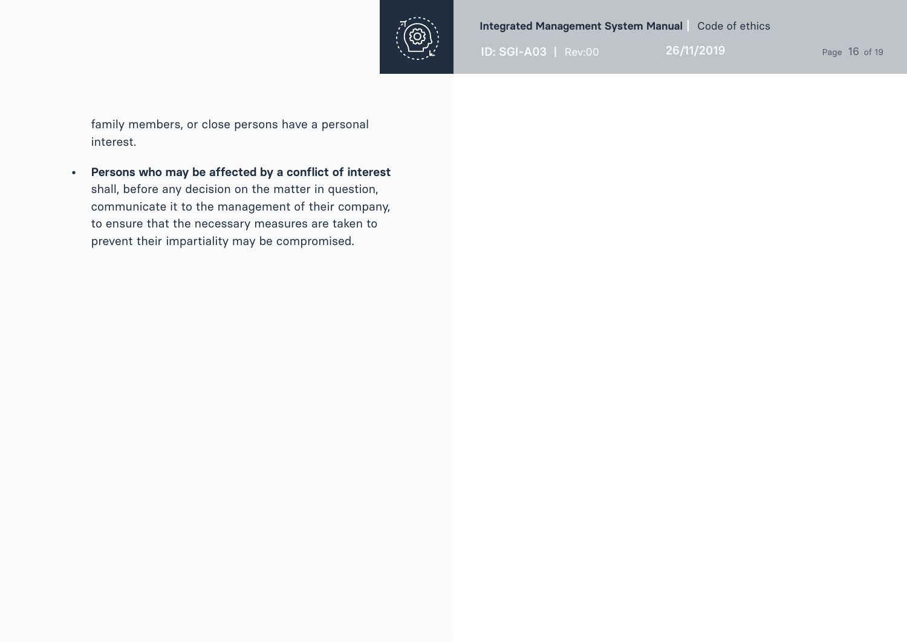family members, or close persons have a personal interest.

- **Persons who may be affected by a conflict of interest** shall, before any decision on the matter in question, communicate it to the management of their company, to ensure that the necessary measures are taken to prevent their impartiality may be compromised.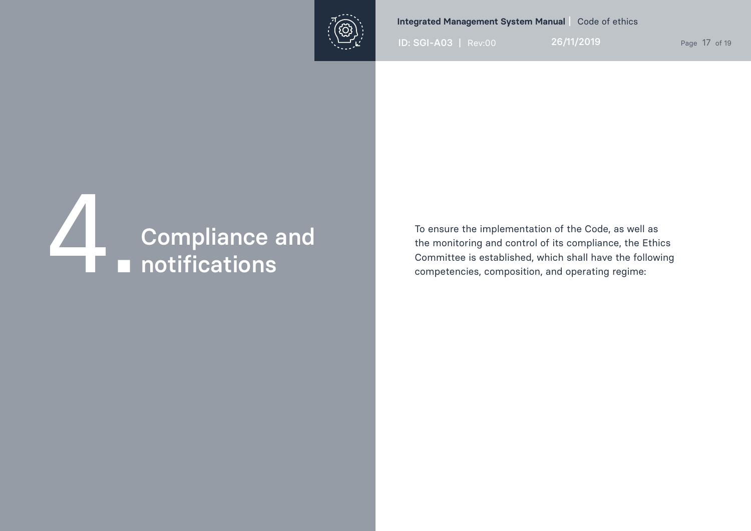# 4. Compliance and notifications

To ensure the implementation of the Code, as well as the monitoring and control of its compliance, the Ethics Committee is established, which shall have the following competencies, composition, and operating regime: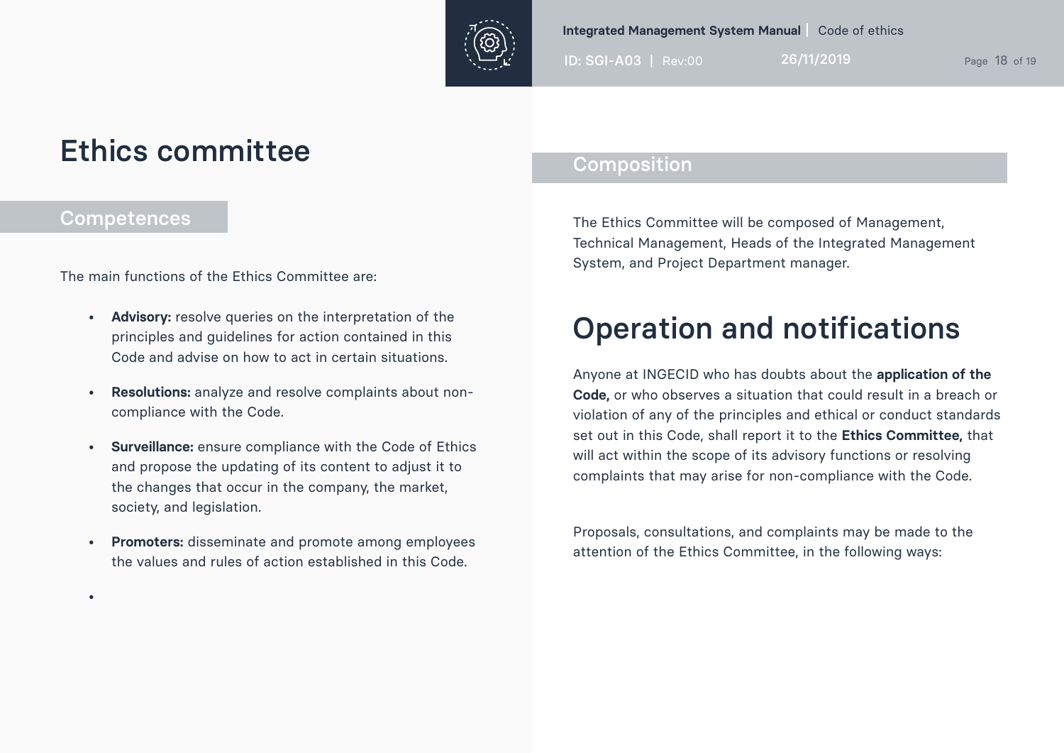# Ethics committee

## Competences

The main functions of the Ethics Committee are:

- **Advisory:** resolve queries on the interpretation of the principles and guidelines for action contained in this Code and advise on how to act in certain situations.
- **Resolutions:** analyze and resolve complaints about non-compliance with the Code.
- **Surveillance:** ensure compliance with the Code of Ethics and propose the updating of its content to adjust it to the changes that occur in the company, the market, society, and legislation.
- **Promoters:** disseminate and promote among employees the values and rules of action established in this Code.

## Composition

The Ethics Committee will be composed of Management, Technical Management, Heads of the Integrated Management System, and Project Department manager.

# Operation and notifications

Anyone at INGECID who has doubts about the **application of the Code,** or who observes a situation that could result in a breach or violation of any of the principles and ethical or conduct standards set out in this Code, shall report it to the **Ethics Committee,** that will act within the scope of its advisory functions or resolving complaints that may arise for non-compliance with the Code.

Proposals, consultations, and complaints may be made to the attention of the Ethics Committee, in the following ways: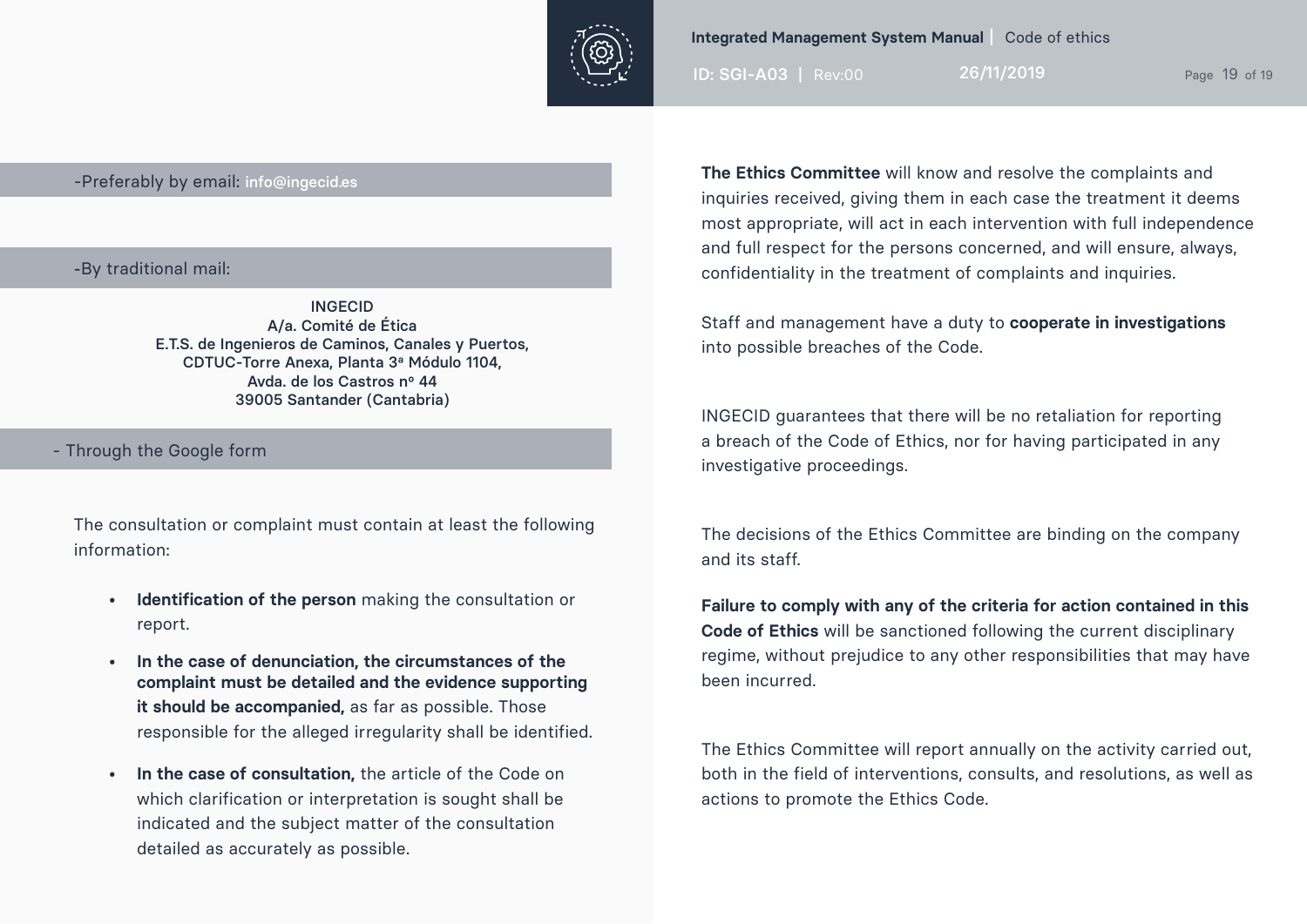-Preferably by email: info@ingecid.es

-By traditional mail:

INGECID
A/a. Comité de Ética
E.T.S. de Ingenieros de Caminos, Canales y Puertos,
CDTUC-Torre Anexa, Planta 3ª Módulo 1104,
Avda. de los Castros nº 44
39005 Santander (Cantabria)

- Through the Google form

The consultation or complaint must contain at least the following information:

- **Identification of the person** making the consultation or report.
- **In the case of denunciation, the circumstances of the complaint must be detailed and the evidence supporting it should be accompanied,** as far as possible. Those responsible for the alleged irregularity shall be identified.
- **In the case of consultation,** the article of the Code on which clarification or interpretation is sought shall be indicated and the subject matter of the consultation detailed as accurately as possible.

**The Ethics Committee** will know and resolve the complaints and inquiries received, giving them in each case the treatment it deems most appropriate, will act in each intervention with full independence and full respect for the persons concerned, and will ensure, always, confidentiality in the treatment of complaints and inquiries.

Staff and management have a duty to **cooperate in investigations** into possible breaches of the Code.

INGECID guarantees that there will be no retaliation for reporting a breach of the Code of Ethics, nor for having participated in any investigative proceedings.

The decisions of the Ethics Committee are binding on the company and its staff.

**Failure to comply with any of the criteria for action contained in this Code of Ethics** will be sanctioned following the current disciplinary regime, without prejudice to any other responsibilities that may have been incurred.

The Ethics Committee will report annually on the activity carried out, both in the field of interventions, consults, and resolutions, as well as actions to promote the Ethics Code.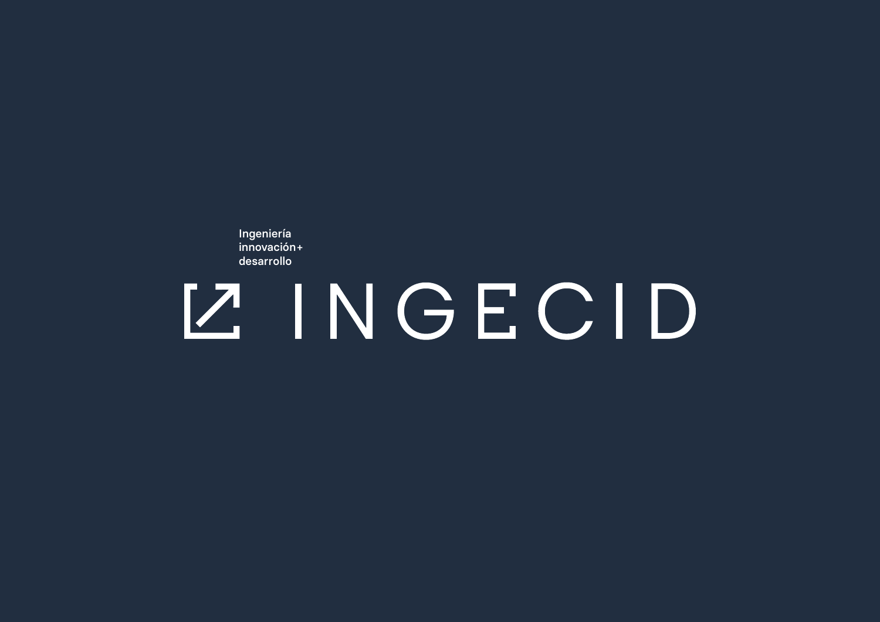Ingeniería
innovación+
desarrollo

INGECID